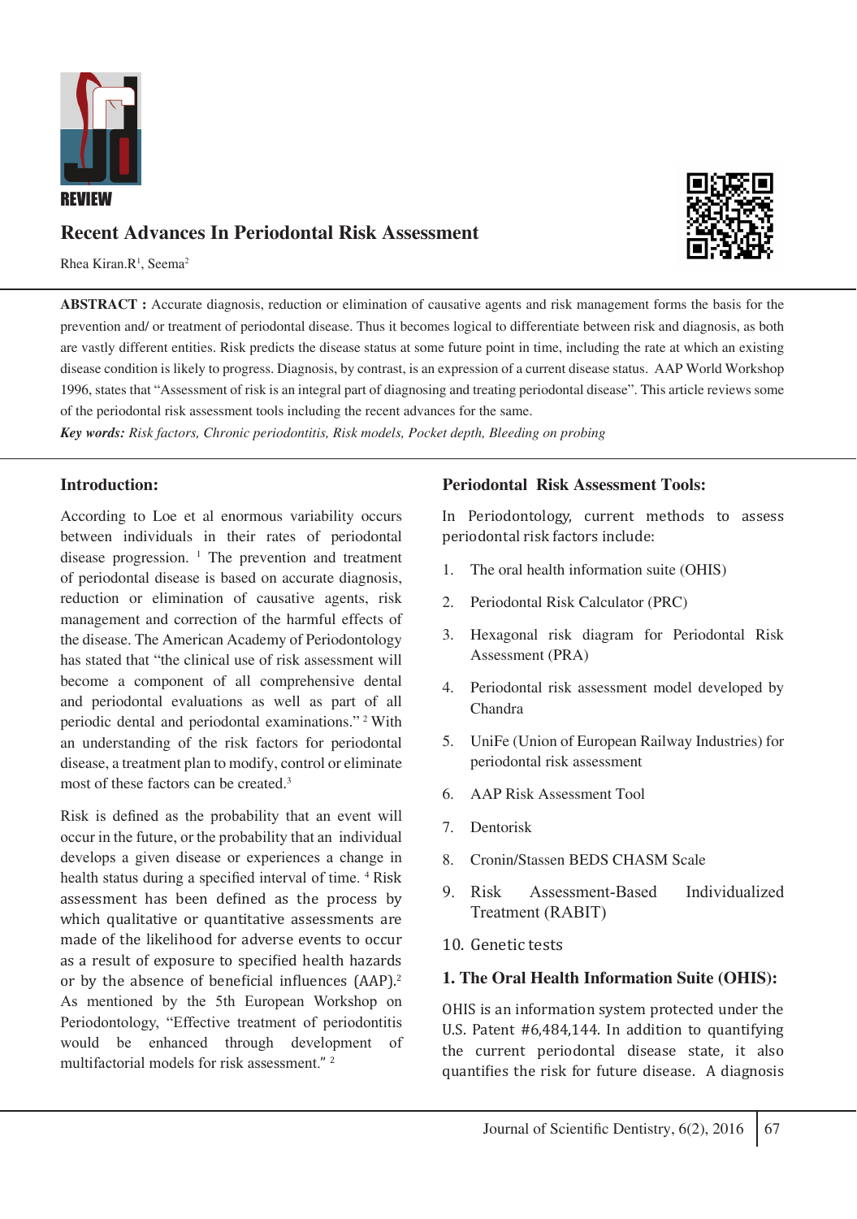REVIEW

# Recent Advances In Periodontal Risk Assessment

Rhea Kiran.R[1], Seema[2]

**ABSTRACT :** Accurate diagnosis, reduction or elimination of causative agents and risk management forms the basis for the prevention and/ or treatment of periodontal disease. Thus it becomes logical to differentiate between risk and diagnosis, as both are vastly different entities. Risk predicts the disease status at some future point in time, including the rate at which an existing disease condition is likely to progress. Diagnosis, by contrast, is an expression of a current disease status. AAP World Workshop 1996, states that "Assessment of risk is an integral part of diagnosing and treating periodontal disease". This article reviews some of the periodontal risk assessment tools including the recent advances for the same.

***Key words:*** *Risk factors, Chronic periodontitis, Risk models, Pocket depth, Bleeding on probing*

## Introduction:

According to Loe et al enormous variability occurs between individuals in their rates of periodontal disease progression. [1] The prevention and treatment of periodontal disease is based on accurate diagnosis, reduction or elimination of causative agents, risk management and correction of the harmful effects of the disease. The American Academy of Periodontology has stated that "the clinical use of risk assessment will become a component of all comprehensive dental and periodontal evaluations as well as part of all periodic dental and periodontal examinations." [2] With an understanding of the risk factors for periodontal disease, a treatment plan to modify, control or eliminate most of these factors can be created.[3]

Risk is defined as the probability that an event will occur in the future, or the probability that an individual develops a given disease or experiences a change in health status during a specified interval of time. [4] Risk assessment has been defined as the process by which qualitative or quantitative assessments are made of the likelihood for adverse events to occur as a result of exposure to specified health hazards or by the absence of beneficial influences (AAP).[2] As mentioned by the 5th European Workshop on Periodontology, "Effective treatment of periodontitis would be enhanced through development of multifactorial models for risk assessment." [2]

## Periodontal Risk Assessment Tools:

In Periodontology, current methods to assess periodontal risk factors include:

1. The oral health information suite (OHIS)
2. Periodontal Risk Calculator (PRC)
3. Hexagonal risk diagram for Periodontal Risk Assessment (PRA)
4. Periodontal risk assessment model developed by Chandra
5. UniFe (Union of European Railway Industries) for periodontal risk assessment
6. AAP Risk Assessment Tool
7. Dentorisk
8. Cronin/Stassen BEDS CHASM Scale
9. Risk Assessment-Based Individualized Treatment (RABIT)
10. Genetic tests

### 1. The Oral Health Information Suite (OHIS):

OHIS is an information system protected under the U.S. Patent #6,484,144. In addition to quantifying the current periodontal disease state, it also quantifies the risk for future disease. A diagnosis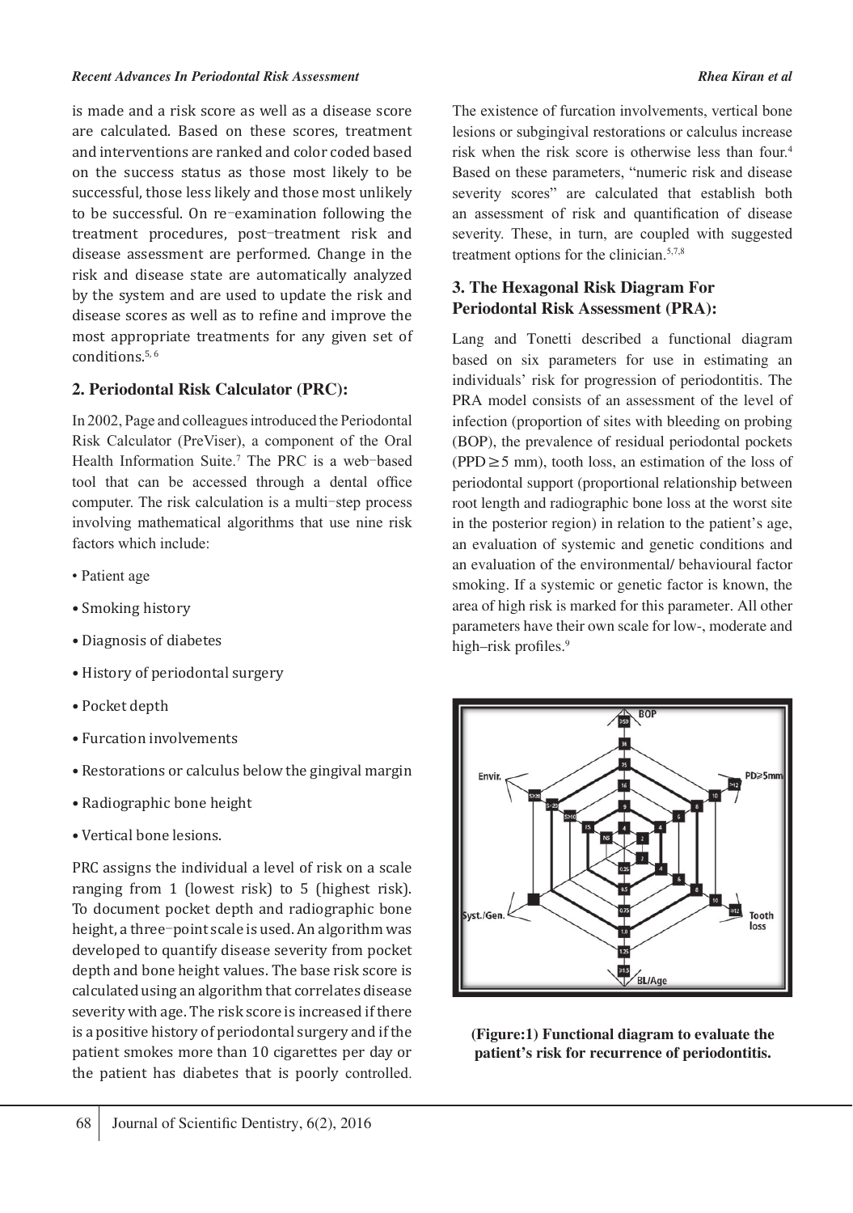is made and a risk score as well as a disease score are calculated. Based on these scores, treatment and interventions are ranked and color coded based on the success status as those most likely to be successful, those less likely and those most unlikely to be successful. On re-examination following the treatment procedures, post-treatment risk and disease assessment are performed. Change in the risk and disease state are automatically analyzed by the system and are used to update the risk and disease scores as well as to refine and improve the most appropriate treatments for any given set of conditions.[5, 6]

## 2. Periodontal Risk Calculator (PRC):

In 2002, Page and colleagues introduced the Periodontal Risk Calculator (PreViser), a component of the Oral Health Information Suite.[7] The PRC is a web-based tool that can be accessed through a dental office computer. The risk calculation is a multi-step process involving mathematical algorithms that use nine risk factors which include:

- Patient age
- Smoking history
- Diagnosis of diabetes
- History of periodontal surgery
- Pocket depth
- Furcation involvements
- Restorations or calculus below the gingival margin
- Radiographic bone height
- Vertical bone lesions.

PRC assigns the individual a level of risk on a scale ranging from 1 (lowest risk) to 5 (highest risk). To document pocket depth and radiographic bone height, a three-point scale is used. An algorithm was developed to quantify disease severity from pocket depth and bone height values. The base risk score is calculated using an algorithm that correlates disease severity with age. The risk score is increased if there is a positive history of periodontal surgery and if the patient smokes more than 10 cigarettes per day or the patient has diabetes that is poorly controlled. The existence of furcation involvements, vertical bone lesions or subgingival restorations or calculus increase risk when the risk score is otherwise less than four.[4] Based on these parameters, "numeric risk and disease severity scores" are calculated that establish both an assessment of risk and quantification of disease severity. These, in turn, are coupled with suggested treatment options for the clinician.[5,7,8]

## 3. The Hexagonal Risk Diagram For Periodontal Risk Assessment (PRA):

Lang and Tonetti described a functional diagram based on six parameters for use in estimating an individuals' risk for progression of periodontitis. The PRA model consists of an assessment of the level of infection (proportion of sites with bleeding on probing (BOP), the prevalence of residual periodontal pockets (PPD ≥ 5 mm), tooth loss, an estimation of the loss of periodontal support (proportional relationship between root length and radiographic bone loss at the worst site in the posterior region) in relation to the patient's age, an evaluation of systemic and genetic conditions and an evaluation of the environmental/ behavioural factor smoking. If a systemic or genetic factor is known, the area of high risk is marked for this parameter. All other parameters have their own scale for low-, moderate and high–risk profiles.[9]

**(Figure:1) Functional diagram to evaluate the patient's risk for recurrence of periodontitis.**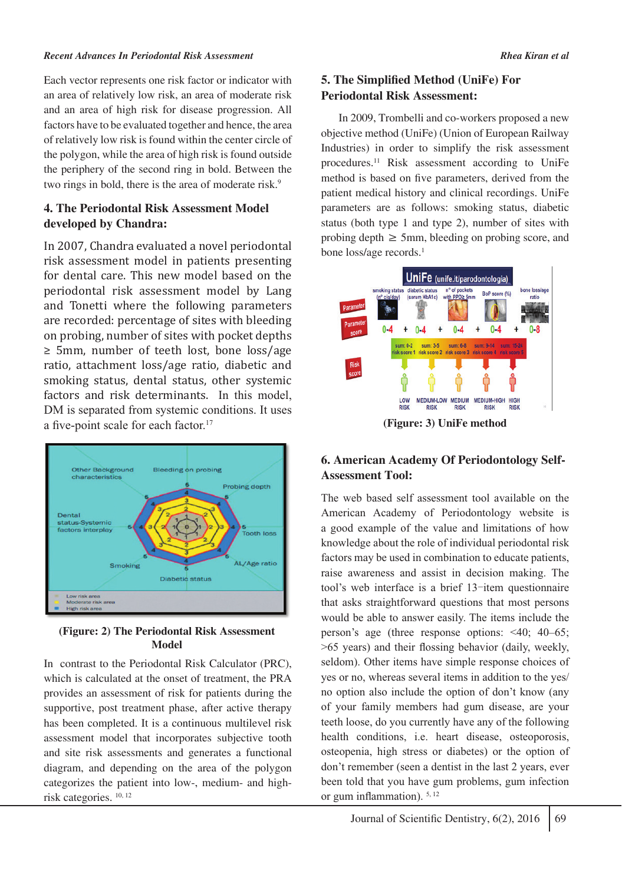Each vector represents one risk factor or indicator with an area of relatively low risk, an area of moderate risk and an area of high risk for disease progression. All factors have to be evaluated together and hence, the area of relatively low risk is found within the center circle of the polygon, while the area of high risk is found outside the periphery of the second ring in bold. Between the two rings in bold, there is the area of moderate risk.[9]

## 4. The Periodontal Risk Assessment Model developed by Chandra:

In 2007, Chandra evaluated a novel periodontal risk assessment model in patients presenting for dental care. This new model based on the periodontal risk assessment model by Lang and Tonetti where the following parameters are recorded: percentage of sites with bleeding on probing, number of sites with pocket depths ≥ 5mm, number of teeth lost, bone loss/age ratio, attachment loss/age ratio, diabetic and smoking status, dental status, other systemic factors and risk determinants. In this model, DM is separated from systemic conditions. It uses a five-point scale for each factor.[17]

(Figure: 2) The Periodontal Risk Assessment Model

In contrast to the Periodontal Risk Calculator (PRC), which is calculated at the onset of treatment, the PRA provides an assessment of risk for patients during the supportive, post treatment phase, after active therapy has been completed. It is a continuous multilevel risk assessment model that incorporates subjective tooth and site risk assessments and generates a functional diagram, and depending on the area of the polygon categorizes the patient into low-, medium- and high-risk categories. [10, 12]

## 5. The Simplified Method (UniFe) For Periodontal Risk Assessment:

In 2009, Trombelli and co-workers proposed a new objective method (UniFe) (Union of European Railway Industries) in order to simplify the risk assessment procedures.[11] Risk assessment according to UniFe method is based on five parameters, derived from the patient medical history and clinical recordings. UniFe parameters are as follows: smoking status, diabetic status (both type 1 and type 2), number of sites with probing depth ≥ 5mm, bleeding on probing score, and bone loss/age records.[1]

(Figure: 3) UniFe method

## 6. American Academy Of Periodontology Self-Assessment Tool:

The web based self assessment tool available on the American Academy of Periodontology website is a good example of the value and limitations of how knowledge about the role of individual periodontal risk factors may be used in combination to educate patients, raise awareness and assist in decision making. The tool's web interface is a brief 13-item questionnaire that asks straightforward questions that most persons would be able to answer easily. The items include the person's age (three response options: <40; 40–65; >65 years) and their flossing behavior (daily, weekly, seldom). Other items have simple response choices of yes or no, whereas several items in addition to the yes/no option also include the option of don't know (any of your family members had gum disease, are your teeth loose, do you currently have any of the following health conditions, i.e. heart disease, osteoporosis, osteopenia, high stress or diabetes) or the option of don't remember (seen a dentist in the last 2 years, ever been told that you have gum problems, gum infection or gum inflammation). [5, 12]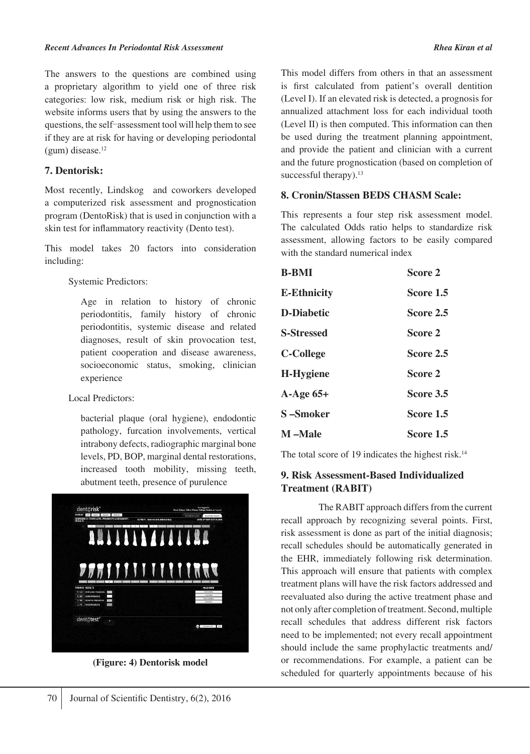The answers to the questions are combined using a proprietary algorithm to yield one of three risk categories: low risk, medium risk or high risk. The website informs users that by using the answers to the questions, the self–assessment tool will help them to see if they are at risk for having or developing periodontal (gum) disease.[12]

## 7. Dentorisk:

Most recently, Lindskog and coworkers developed a computerized risk assessment and prognostication program (DentoRisk) that is used in conjunction with a skin test for inflammatory reactivity (Dento test).

This model takes 20 factors into consideration including:

Systemic Predictors:

Age in relation to history of chronic periodontitis, family history of chronic periodontitis, systemic disease and related diagnoses, result of skin provocation test, patient cooperation and disease awareness, socioeconomic status, smoking, clinician experience

Local Predictors:

bacterial plaque (oral hygiene), endodontic pathology, furcation involvements, vertical intrabony defects, radiographic marginal bone levels, PD, BOP, marginal dental restorations, increased tooth mobility, missing teeth, abutment teeth, presence of purulence

**(Figure: 4) Dentorisk model**

This model differs from others in that an assessment is first calculated from patient's overall dentition (Level I). If an elevated risk is detected, a prognosis for annualized attachment loss for each individual tooth (Level II) is then computed. This information can then be used during the treatment planning appointment, and provide the patient and clinician with a current and the future prognostication (based on completion of successful therapy).[13]

## 8. Cronin/Stassen BEDS CHASM Scale:

This represents a four step risk assessment model. The calculated Odds ratio helps to standardize risk assessment, allowing factors to be easily compared with the standard numerical index

| | |
|---|---|
| **B-BMI** | **Score 2** |
| **E-Ethnicity** | **Score 1.5** |
| **D-Diabetic** | **Score 2.5** |
| **S-Stressed** | **Score 2** |
| **C-College** | **Score 2.5** |
| **H-Hygiene** | **Score 2** |
| **A-Age 65+** | **Score 3.5** |
| **S –Smoker** | **Score 1.5** |
| **M –Male** | **Score 1.5** |

The total score of 19 indicates the highest risk.[14]

## 9. Risk Assessment-Based Individualized Treatment (RABIT)

The RABIT approach differs from the current recall approach by recognizing several points. First, risk assessment is done as part of the initial diagnosis; recall schedules should be automatically generated in the EHR, immediately following risk determination. This approach will ensure that patients with complex treatment plans will have the risk factors addressed and reevaluated also during the active treatment phase and not only after completion of treatment. Second, multiple recall schedules that address different risk factors need to be implemented; not every recall appointment should include the same prophylactic treatments and/ or recommendations. For example, a patient can be scheduled for quarterly appointments because of his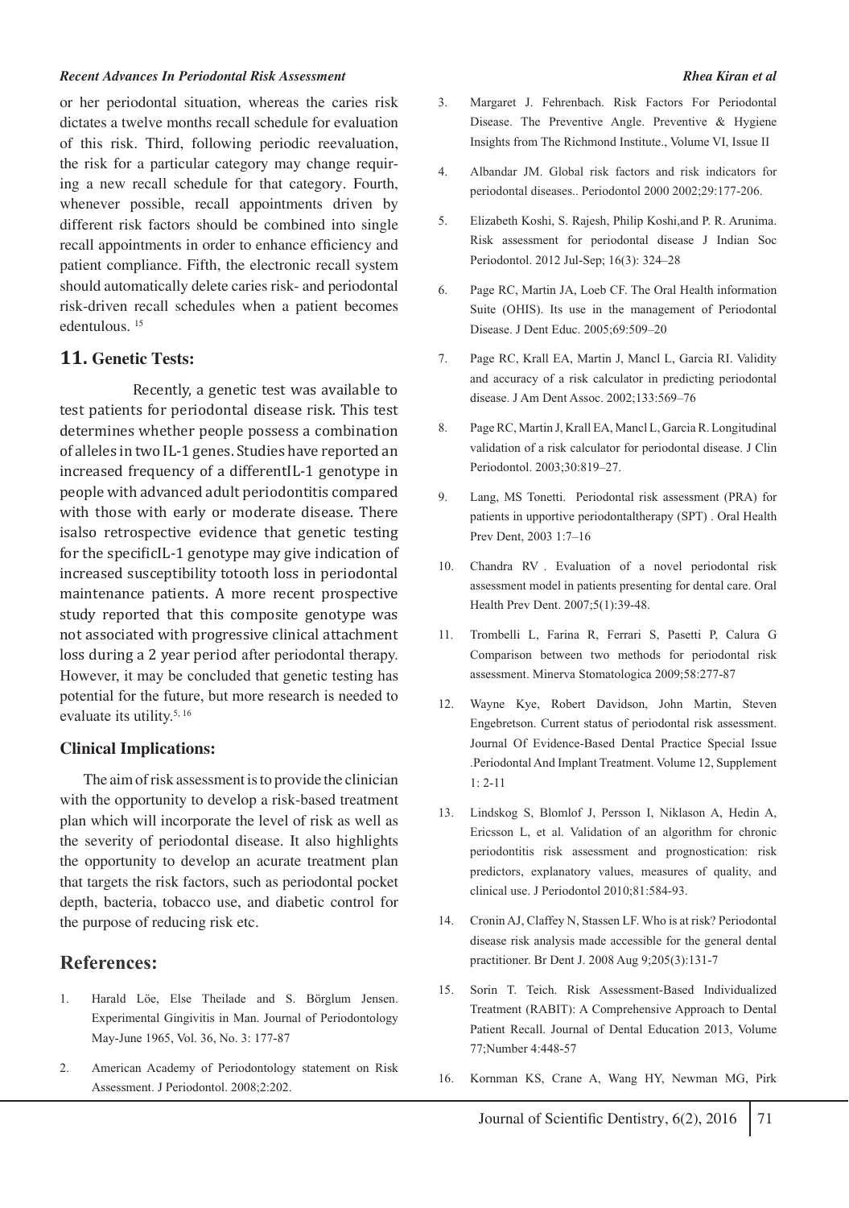or her periodontal situation, whereas the caries risk dictates a twelve months recall schedule for evaluation of this risk. Third, following periodic reevaluation, the risk for a particular category may change requiring a new recall schedule for that category. Fourth, whenever possible, recall appointments driven by different risk factors should be combined into single recall appointments in order to enhance efficiency and patient compliance. Fifth, the electronic recall system should automatically delete caries risk- and periodontal risk-driven recall schedules when a patient becomes edentulous. [15]

## 11. Genetic Tests:

Recently, a genetic test was available to test patients for periodontal disease risk. This test determines whether people possess a combination of alleles in two IL-1 genes. Studies have reported an increased frequency of a differentIL-1 genotype in people with advanced adult periodontitis compared with those with early or moderate disease. There isalso retrospective evidence that genetic testing for the specificIL-1 genotype may give indication of increased susceptibility totooth loss in periodontal maintenance patients. A more recent prospective study reported that this composite genotype was not associated with progressive clinical attachment loss during a 2 year period after periodontal therapy. However, it may be concluded that genetic testing has potential for the future, but more research is needed to evaluate its utility.[5, 16]

### Clinical Implications:

The aim of risk assessment is to provide the clinician with the opportunity to develop a risk-based treatment plan which will incorporate the level of risk as well as the severity of periodontal disease. It also highlights the opportunity to develop an acurate treatment plan that targets the risk factors, such as periodontal pocket depth, bacteria, tobacco use, and diabetic control for the purpose of reducing risk etc.

## References:

1. Harald Löe, Else Theilade and S. Börglum Jensen. Experimental Gingivitis in Man. Journal of Periodontology May-June 1965, Vol. 36, No. 3: 177-87
2. American Academy of Periodontology statement on Risk Assessment. J Periodontol. 2008;2:202.
3. Margaret J. Fehrenbach. Risk Factors For Periodontal Disease. The Preventive Angle. Preventive & Hygiene Insights from The Richmond Institute., Volume VI, Issue II
4. Albandar JM. Global risk factors and risk indicators for periodontal diseases.. Periodontol 2000 2002;29:177-206.
5. Elizabeth Koshi, S. Rajesh, Philip Koshi,and P. R. Arunima. Risk assessment for periodontal disease J Indian Soc Periodontol. 2012 Jul-Sep; 16(3): 324–28
6. Page RC, Martin JA, Loeb CF. The Oral Health information Suite (OHIS). Its use in the management of Periodontal Disease. J Dent Educ. 2005;69:509–20
7. Page RC, Krall EA, Martin J, Mancl L, Garcia RI. Validity and accuracy of a risk calculator in predicting periodontal disease. J Am Dent Assoc. 2002;133:569–76
8. Page RC, Martin J, Krall EA, Mancl L, Garcia R. Longitudinal validation of a risk calculator for periodontal disease. J Clin Periodontol. 2003;30:819–27.
9. Lang, MS Tonetti. Periodontal risk assessment (PRA) for patients in upportive periodontaltherapy (SPT) . Oral Health Prev Dent, 2003 1:7–16
10. Chandra RV . Evaluation of a novel periodontal risk assessment model in patients presenting for dental care. Oral Health Prev Dent. 2007;5(1):39-48.
11. Trombelli L, Farina R, Ferrari S, Pasetti P, Calura G Comparison between two methods for periodontal risk assessment. Minerva Stomatologica 2009;58:277-87
12. Wayne Kye, Robert Davidson, John Martin, Steven Engebretson. Current status of periodontal risk assessment. Journal Of Evidence-Based Dental Practice Special Issue .Periodontal And Implant Treatment. Volume 12, Supplement 1: 2-11
13. Lindskog S, Blomlof J, Persson I, Niklason A, Hedin A, Ericsson L, et al. Validation of an algorithm for chronic periodontitis risk assessment and prognostication: risk predictors, explanatory values, measures of quality, and clinical use. J Periodontol 2010;81:584-93.
14. Cronin AJ, Claffey N, Stassen LF. Who is at risk? Periodontal disease risk analysis made accessible for the general dental practitioner. Br Dent J. 2008 Aug 9;205(3):131-7
15. Sorin T. Teich. Risk Assessment-Based Individualized Treatment (RABIT): A Comprehensive Approach to Dental Patient Recall. Journal of Dental Education 2013, Volume 77;Number 4:448-57
16. Kornman KS, Crane A, Wang HY, Newman MG, Pirk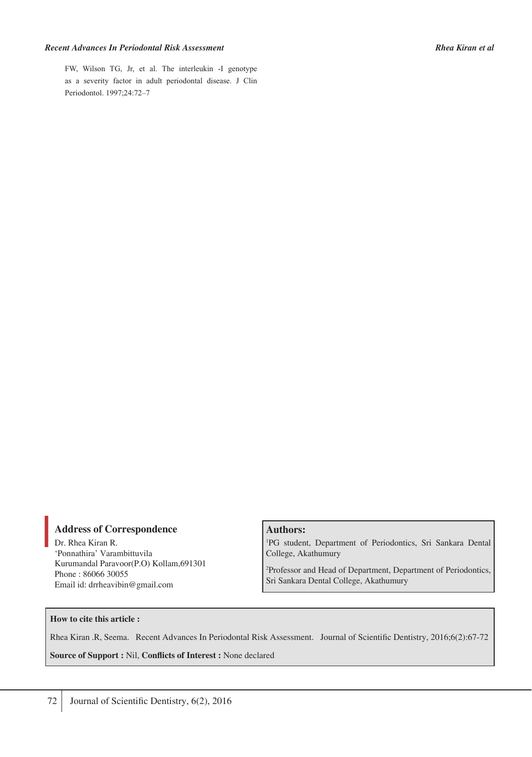FW, Wilson TG, Jr, et al. The interleukin -I genotype as a severity factor in adult periodontal disease. J Clin Periodontol. 1997;24:72–7

**Address of Correspondence**

Dr. Rhea Kiran R.
'Ponnathira' Varambittuvila
Kurumandal Paravoor(P.O) Kollam,691301
Phone : 86066 30055
Email id: drrheavibin@gmail.com

**Authors:**

[1]PG student, Department of Periodontics, Sri Sankara Dental College, Akathumury

[2]Professor and Head of Department, Department of Periodontics, Sri Sankara Dental College, Akathumury

**How to cite this article :**

Rhea Kiran .R, Seema. Recent Advances In Periodontal Risk Assessment. Journal of Scientific Dentistry, 2016;6(2):67-72

**Source of Support :** Nil, **Conflicts of Interest :** None declared